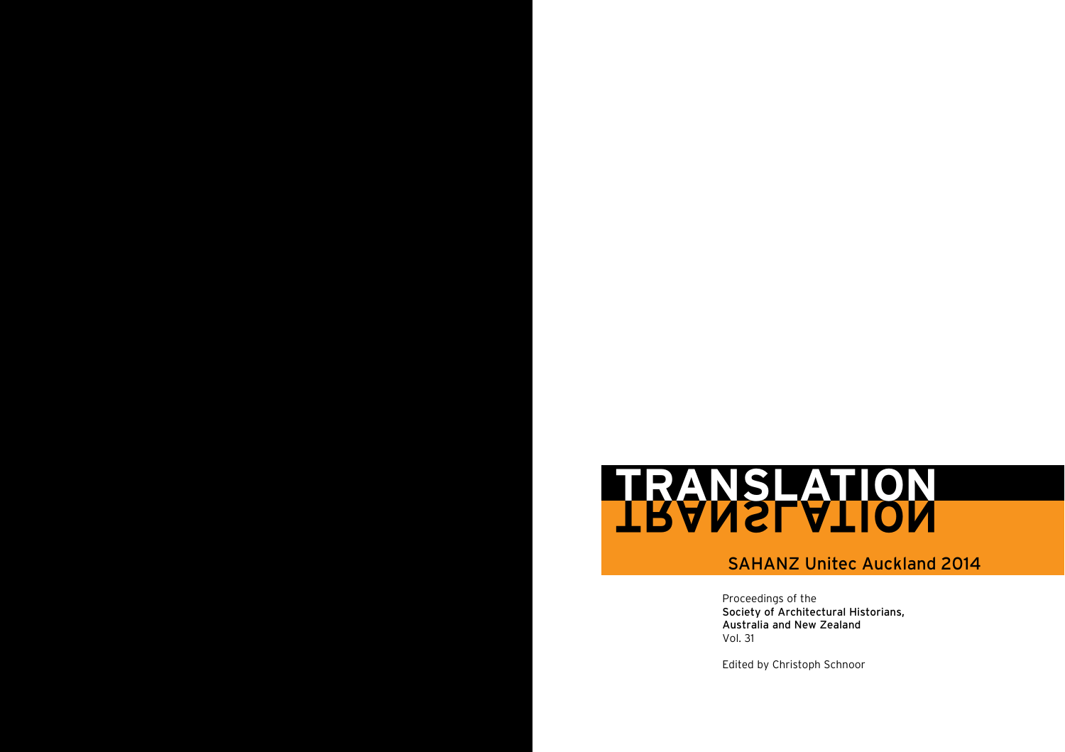# TRANSLATION

SAHANZ Unitec Auckland 2014

Proceedings of the
**Society of Architectural Historians, Australia and New Zealand**
Vol. 31

Edited by Christoph Schnoor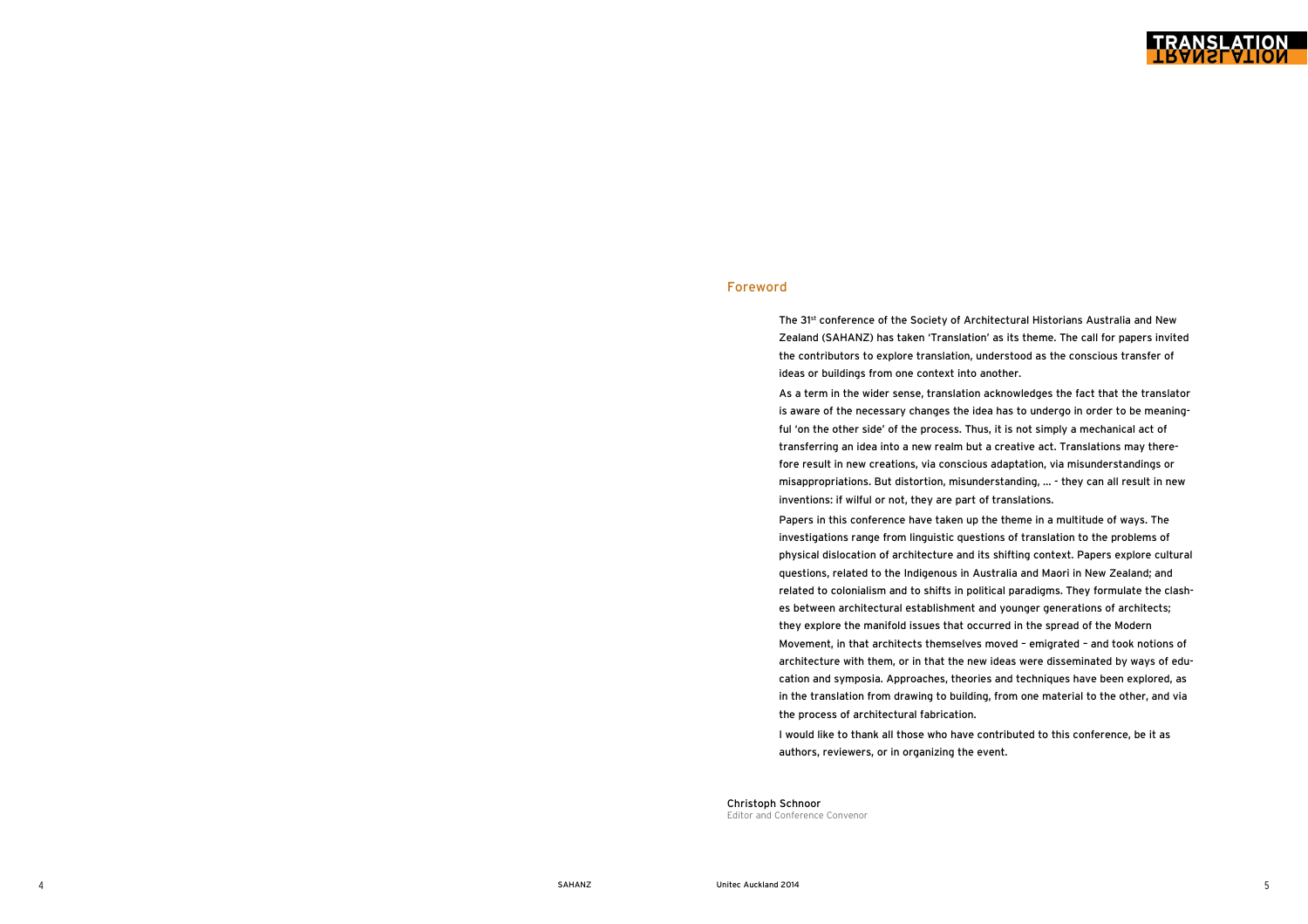## Foreword

The 31st conference of the Society of Architectural Historians Australia and New Zealand (SAHANZ) has taken 'Translation' as its theme. The call for papers invited the contributors to explore translation, understood as the conscious transfer of ideas or buildings from one context into another.

As a term in the wider sense, translation acknowledges the fact that the translator is aware of the necessary changes the idea has to undergo in order to be meaningful 'on the other side' of the process. Thus, it is not simply a mechanical act of transferring an idea into a new realm but a creative act. Translations may therefore result in new creations, via conscious adaptation, via misunderstandings or misappropriations. But distortion, misunderstanding, … - they can all result in new inventions: if wilful or not, they are part of translations.

Papers in this conference have taken up the theme in a multitude of ways. The investigations range from linguistic questions of translation to the problems of physical dislocation of architecture and its shifting context. Papers explore cultural questions, related to the Indigenous in Australia and Maori in New Zealand; and related to colonialism and to shifts in political paradigms. They formulate the clashes between architectural establishment and younger generations of architects; they explore the manifold issues that occurred in the spread of the Modern Movement, in that architects themselves moved – emigrated – and took notions of architecture with them, or in that the new ideas were disseminated by ways of education and symposia. Approaches, theories and techniques have been explored, as in the translation from drawing to building, from one material to the other, and via the process of architectural fabrication.

I would like to thank all those who have contributed to this conference, be it as authors, reviewers, or in organizing the event.

Christoph Schnoor
Editor and Conference Convenor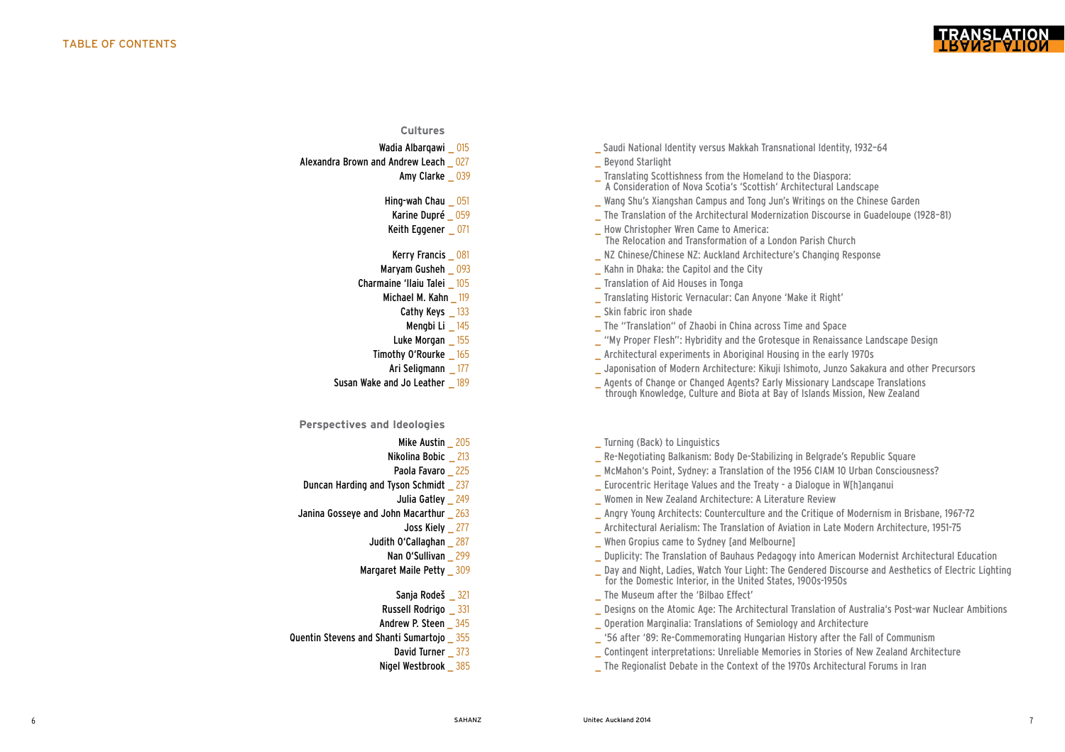# TABLE OF CONTENTS

## Cultures

| Author | Page | Title |
|---|---|---|
| Wadia Albarqawi | 015 | Saudi National Identity versus Makkah Transnational Identity, 1932–64 |
| Alexandra Brown and Andrew Leach | 027 | Beyond Starlight |
| Amy Clarke | 039 | Translating Scottishness from the Homeland to the Diaspora: A Consideration of Nova Scotia's 'Scottish' Architectural Landscape |
| Hing-wah Chau | 051 | Wang Shu's Xiangshan Campus and Tong Jun's Writings on the Chinese Garden |
| Karine Dupré | 059 | The Translation of the Architectural Modernization Discourse in Guadeloupe (1928–81) |
| Keith Eggener | 071 | How Christopher Wren Came to America: The Relocation and Transformation of a London Parish Church |
| Kerry Francis | 081 | NZ Chinese/Chinese NZ: Auckland Architecture's Changing Response |
| Maryam Gusheh | 093 | Kahn in Dhaka: the Capitol and the City |
| Charmaine 'Ilaiu Talei | 105 | Translation of Aid Houses in Tonga |
| Michael M. Kahn | 119 | Translating Historic Vernacular: Can Anyone 'Make it Right' |
| Cathy Keys | 133 | Skin fabric iron shade |
| Mengbi Li | 145 | The "Translation" of Zhaobi in China across Time and Space |
| Luke Morgan | 155 | "My Proper Flesh": Hybridity and the Grotesque in Renaissance Landscape Design |
| Timothy O'Rourke | 165 | Architectural experiments in Aboriginal Housing in the early 1970s |
| Ari Seligmann | 177 | Japonisation of Modern Architecture: Kikuji Ishimoto, Junzo Sakakura and other Precursors |
| Susan Wake and Jo Leather | 189 | Agents of Change or Changed Agents? Early Missionary Landscape Translations through Knowledge, Culture and Biota at Bay of Islands Mission, New Zealand |

## Perspectives and Ideologies

| Author | Page | Title |
|---|---|---|
| Mike Austin | 205 | Turning (Back) to Linguistics |
| Nikolina Bobic | 213 | Re-Negotiating Balkanism: Body De-Stabilizing in Belgrade's Republic Square |
| Paola Favaro | 225 | McMahon's Point, Sydney: a Translation of the 1956 CIAM 10 Urban Consciousness? |
| Duncan Harding and Tyson Schmidt | 237 | Eurocentric Heritage Values and the Treaty - a Dialogue in W[h]anganui |
| Julia Gatley | 249 | Women in New Zealand Architecture: A Literature Review |
| Janina Gosseye and John Macarthur | 263 | Angry Young Architects: Counterculture and the Critique of Modernism in Brisbane, 1967-72 |
| Joss Kiely | 277 | Architectural Aerialism: The Translation of Aviation in Late Modern Architecture, 1951-75 |
| Judith O'Callaghan | 287 | When Gropius came to Sydney [and Melbourne] |
| Nan O'Sullivan | 299 | Duplicity: The Translation of Bauhaus Pedagogy into American Modernist Architectural Education |
| Margaret Maile Petty | 309 | Day and Night, Ladies, Watch Your Light: The Gendered Discourse and Aesthetics of Electric Lighting for the Domestic Interior, in the United States, 1900s-1950s |
| Sanja Rodeš | 321 | The Museum after the 'Bilbao Effect' |
| Russell Rodrigo | 331 | Designs on the Atomic Age: The Architectural Translation of Australia's Post-war Nuclear Ambitions |
| Andrew P. Steen | 345 | Operation Marginalia: Translations of Semiology and Architecture |
| Quentin Stevens and Shanti Sumartojo | 355 | '56 after '89: Re-Commemorating Hungarian History after the Fall of Communism |
| David Turner | 373 | Contingent interpretations: Unreliable Memories in Stories of New Zealand Architecture |
| Nigel Westbrook | 385 | The Regionalist Debate in the Context of the 1970s Architectural Forums in Iran |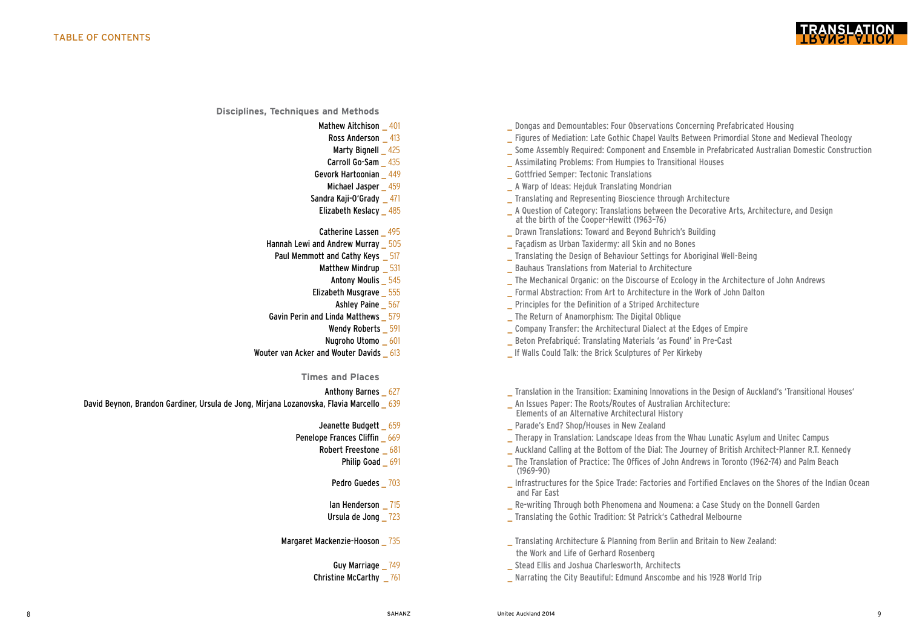## TABLE OF CONTENTS

### Disciplines, Techniques and Methods

Mathew Aitchison _ 401 _ Dongas and Demountables: Four Observations Concerning Prefabricated Housing

Ross Anderson _ 413 _ Figures of Mediation: Late Gothic Chapel Vaults Between Primordial Stone and Medieval Theology

Marty Bignell _ 425 _ Some Assembly Required: Component and Ensemble in Prefabricated Australian Domestic Construction

Carroll Go-Sam _ 435 _ Assimilating Problems: From Humpies to Transitional Houses

Gevork Hartoonian _ 449 _ Gottfried Semper: Tectonic Translations

Michael Jasper _ 459 _ A Warp of Ideas: Hejduk Translating Mondrian

Sandra Kaji-O'Grady _ 471 _ Translating and Representing Bioscience through Architecture

Elizabeth Keslacy _ 485 _ A Question of Category: Translations between the Decorative Arts, Architecture, and Design at the birth of the Cooper-Hewitt (1963–76)

Catherine Lassen _ 495 _ Drawn Translations: Toward and Beyond Buhrich's Building

Hannah Lewi and Andrew Murray _ 505 _ Façadism as Urban Taxidermy: all Skin and no Bones

Paul Memmott and Cathy Keys _ 517 _ Translating the Design of Behaviour Settings for Aboriginal Well-Being

Matthew Mindrup _ 531 _ Bauhaus Translations from Material to Architecture

Antony Moulis _ 545 _ The Mechanical Organic: on the Discourse of Ecology in the Architecture of John Andrews

Elizabeth Musgrave _ 555 _ Formal Abstraction: From Art to Architecture in the Work of John Dalton

Ashley Paine _ 567 _ Principles for the Definition of a Striped Architecture

Gavin Perin and Linda Matthews _ 579 _ The Return of Anamorphism: The Digital Oblique

Wendy Roberts _ 591 _ Company Transfer: the Architectural Dialect at the Edges of Empire

Nugroho Utomo _ 601 _ Beton Prefabriqué: Translating Materials 'as Found' in Pre-Cast

Wouter van Acker and Wouter Davids _ 613 _ If Walls Could Talk: the Brick Sculptures of Per Kirkeby

### Times and Places

Anthony Barnes _ 627 _ Translation in the Transition: Examining Innovations in the Design of Auckland's 'Transitional Houses'

David Beynon, Brandon Gardiner, Ursula de Jong, Mirjana Lozanovska, Flavia Marcello _ 639 _ An Issues Paper: The Roots/Routes of Australian Architecture: Elements of an Alternative Architectural History

Jeanette Budgett _ 659 _ Parade's End? Shop/Houses in New Zealand

Penelope Frances Cliffin _ 669 _ Therapy in Translation: Landscape Ideas from the Whau Lunatic Asylum and Unitec Campus

Robert Freestone _ 681 _ Auckland Calling at the Bottom of the Dial: The Journey of British Architect-Planner R.T. Kennedy

Philip Goad _ 691 _ The Translation of Practice: The Offices of John Andrews in Toronto (1962-74) and Palm Beach (1969-90)

Pedro Guedes _ 703 _ Infrastructures for the Spice Trade: Factories and Fortified Enclaves on the Shores of the Indian Ocean and Far East

Ian Henderson _ 715 _ Re-writing Through both Phenomena and Noumena: a Case Study on the Donnell Garden

Ursula de Jong _ 723 _ Translating the Gothic Tradition: St Patrick's Cathedral Melbourne

Margaret Mackenzie-Hooson _ 735 _ Translating Architecture & Planning from Berlin and Britain to New Zealand: the Work and Life of Gerhard Rosenberg

Guy Marriage _ 749 _ Stead Ellis and Joshua Charlesworth, Architects

Christine McCarthy _ 761 _ Narrating the City Beautiful: Edmund Anscombe and his 1928 World Trip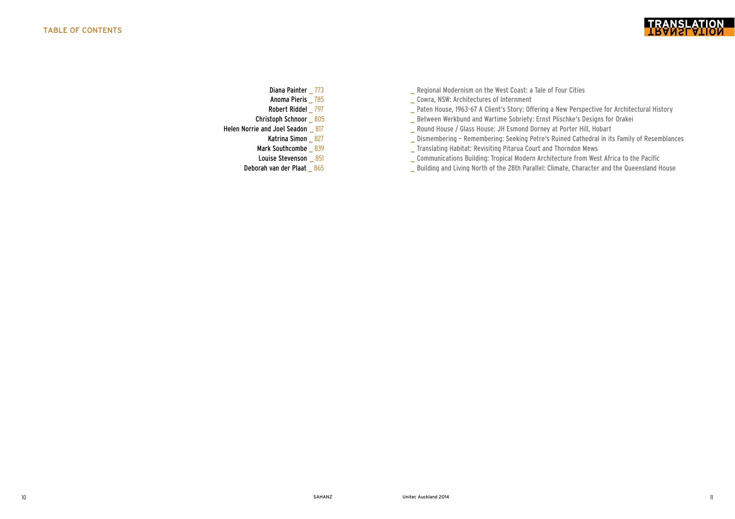Diana Painter _ 773 _ Regional Modernism on the West Coast: a Tale of Four Cities

Anoma Pieris _ 785 _ Cowra, NSW: Architectures of Internment

Robert Riddel _ 797 _ Paten House, 1963-67 A Client's Story: Offering a New Perspective for Architectural History

Christoph Schnoor _ 805 _ Between Werkbund and Wartime Sobriety: Ernst Plischke's Designs for Orakei

Helen Norrie and Joel Seadon _ 817 _ Round House / Glass House: JH Esmond Dorney at Porter Hill, Hobart

Katrina Simon _ 827 _ Dismembering – Remembering: Seeking Petre's Ruined Cathedral in its Family of Resemblances

Mark Southcombe _ 839 _ Translating Habitat: Revisiting Pitarua Court and Thorndon Mews

Louise Stevenson _ 851 _ Communications Building: Tropical Modern Architecture from West Africa to the Pacific

Deborah van der Plaat _ 865 _ Building and Living North of the 28th Parallel: Climate, Character and the Queensland House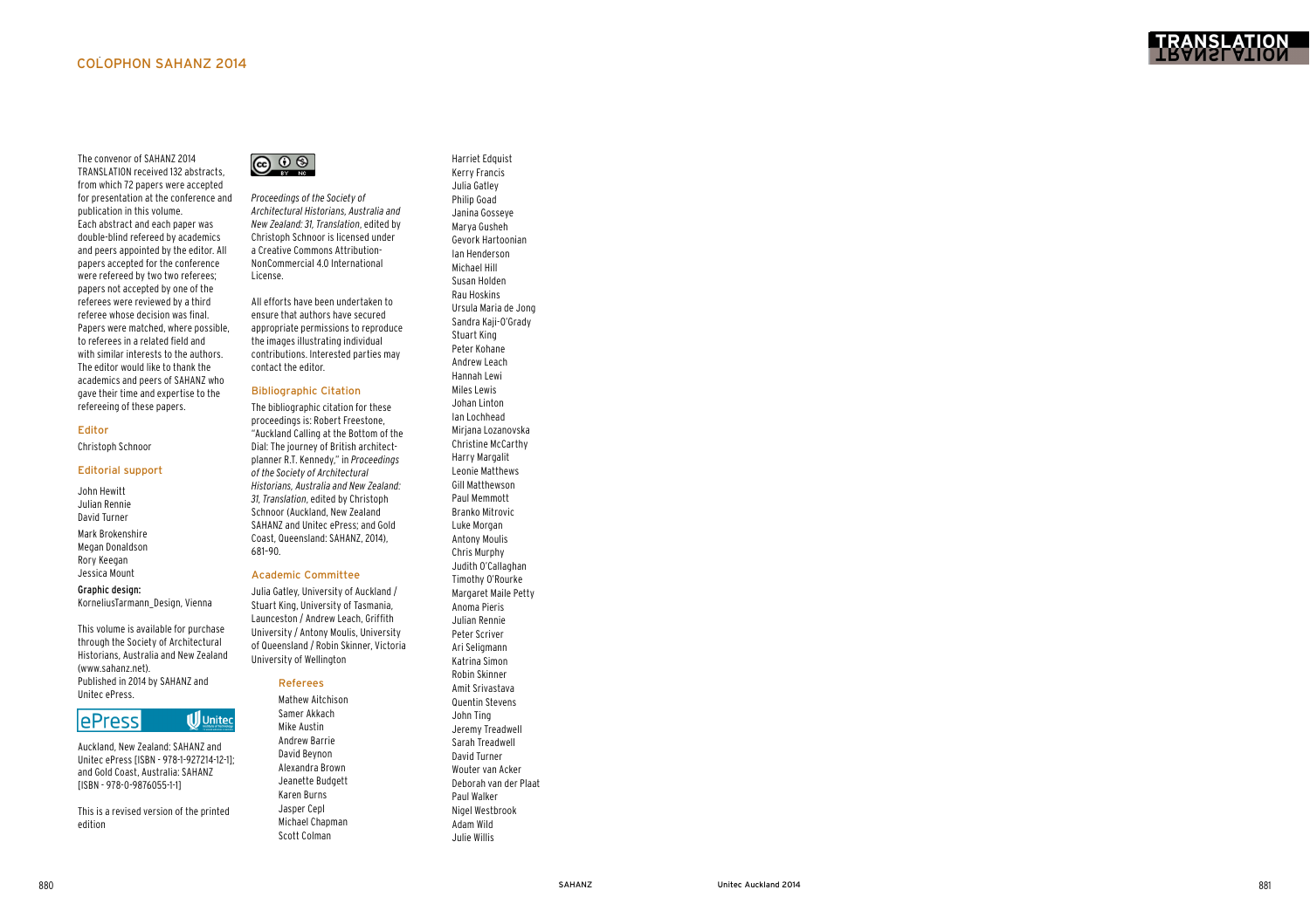# COLOPHON SAHANZ 2014

The convenor of SAHANZ 2014 TRANSLATION received 132 abstracts, from which 72 papers were accepted for presentation at the conference and publication in this volume.
Each abstract and each paper was double-blind refereed by academics and peers appointed by the editor. All papers accepted for the conference were refereed by two two referees; papers not accepted by one of the referees were reviewed by a third referee whose decision was final. Papers were matched, where possible, to referees in a related field and with similar interests to the authors. The editor would like to thank the academics and peers of SAHANZ who gave their time and expertise to the refereeing of these papers.

## Editor

Christoph Schnoor

## Editorial support

John Hewitt
Julian Rennie
David Turner

Mark Brokenshire
Megan Donaldson
Rory Keegan
Jessica Mount

**Graphic design:**
KorneliusTarmann_Design, Vienna

This volume is available for purchase through the Society of Architectural Historians, Australia and New Zealand (www.sahanz.net).
Published in 2014 by SAHANZ and Unitec ePress.

Auckland, New Zealand: SAHANZ and Unitec ePress [ISBN - 978-1-927214-12-1]; and Gold Coast, Australia: SAHANZ [ISBN - 978-0-9876055-1-1]

This is a revised version of the printed edition

*Proceedings of the Society of Architectural Historians, Australia and New Zealand: 31, Translation*, edited by Christoph Schnoor is licensed under a Creative Commons Attribution-NonCommercial 4.0 International License.

All efforts have been undertaken to ensure that authors have secured appropriate permissions to reproduce the images illustrating individual contributions. Interested parties may contact the editor.

## Bibliographic Citation

The bibliographic citation for these proceedings is: Robert Freestone, "Auckland Calling at the Bottom of the Dial: The journey of British architect-planner R.T. Kennedy," in *Proceedings of the Society of Architectural Historians, Australia and New Zealand: 31, Translation*, edited by Christoph Schnoor (Auckland, New Zealand SAHANZ and Unitec ePress; and Gold Coast, Queensland: SAHANZ, 2014), 681–90.

## Academic Committee

Julia Gatley, University of Auckland / Stuart King, University of Tasmania, Launceston / Andrew Leach, Griffith University / Antony Moulis, University of Queensland / Robin Skinner, Victoria University of Wellington

## Referees

Mathew Aitchison
Samer Akkach
Mike Austin
Andrew Barrie
David Beynon
Alexandra Brown
Jeanette Budgett
Karen Burns
Jasper Cepl
Michael Chapman
Scott Colman
Harriet Edquist
Kerry Francis
Julia Gatley
Philip Goad
Janina Gosseye
Marya Gusheh
Gevork Hartoonian
Ian Henderson
Michael Hill
Susan Holden
Rau Hoskins
Ursula Maria de Jong
Sandra Kaji-O'Grady
Stuart King
Peter Kohane
Andrew Leach
Hannah Lewi
Miles Lewis
Johan Linton
Ian Lochhead
Mirjana Lozanovska
Christine McCarthy
Harry Margalit
Leonie Matthews
Gill Matthewson
Paul Memmott
Branko Mitrovic
Luke Morgan
Antony Moulis
Chris Murphy
Judith O'Callaghan
Timothy O'Rourke
Margaret Maile Petty
Anoma Pieris
Julian Rennie
Peter Scriver
Ari Seligmann
Katrina Simon
Robin Skinner
Amit Srivastava
Quentin Stevens
John Ting
Jeremy Treadwell
Sarah Treadwell
David Turner
Wouter van Acker
Deborah van der Plaat
Paul Walker
Nigel Westbrook
Adam Wild
Julie Willis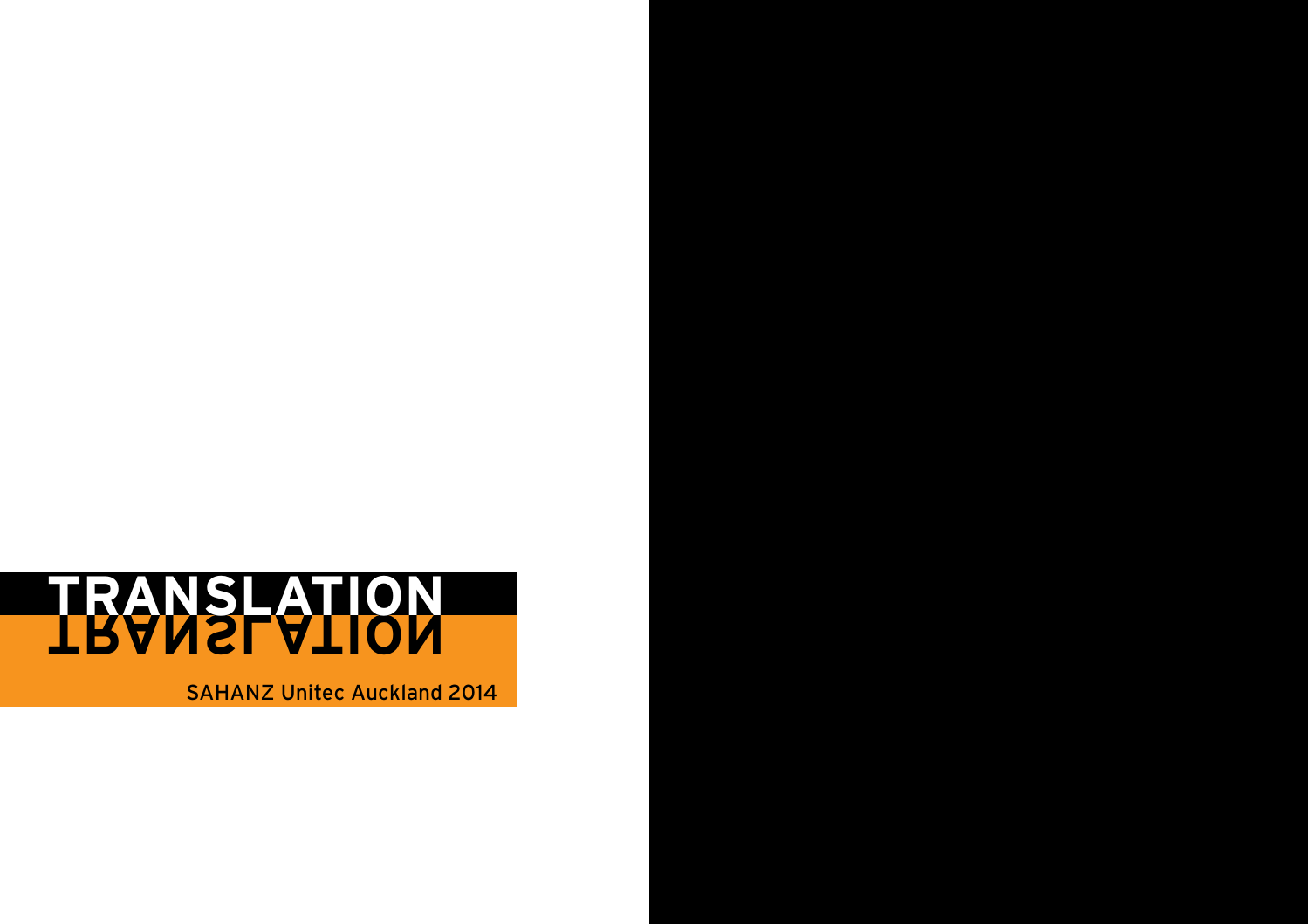# TRANSLATION

SAHANZ Unitec Auckland 2014